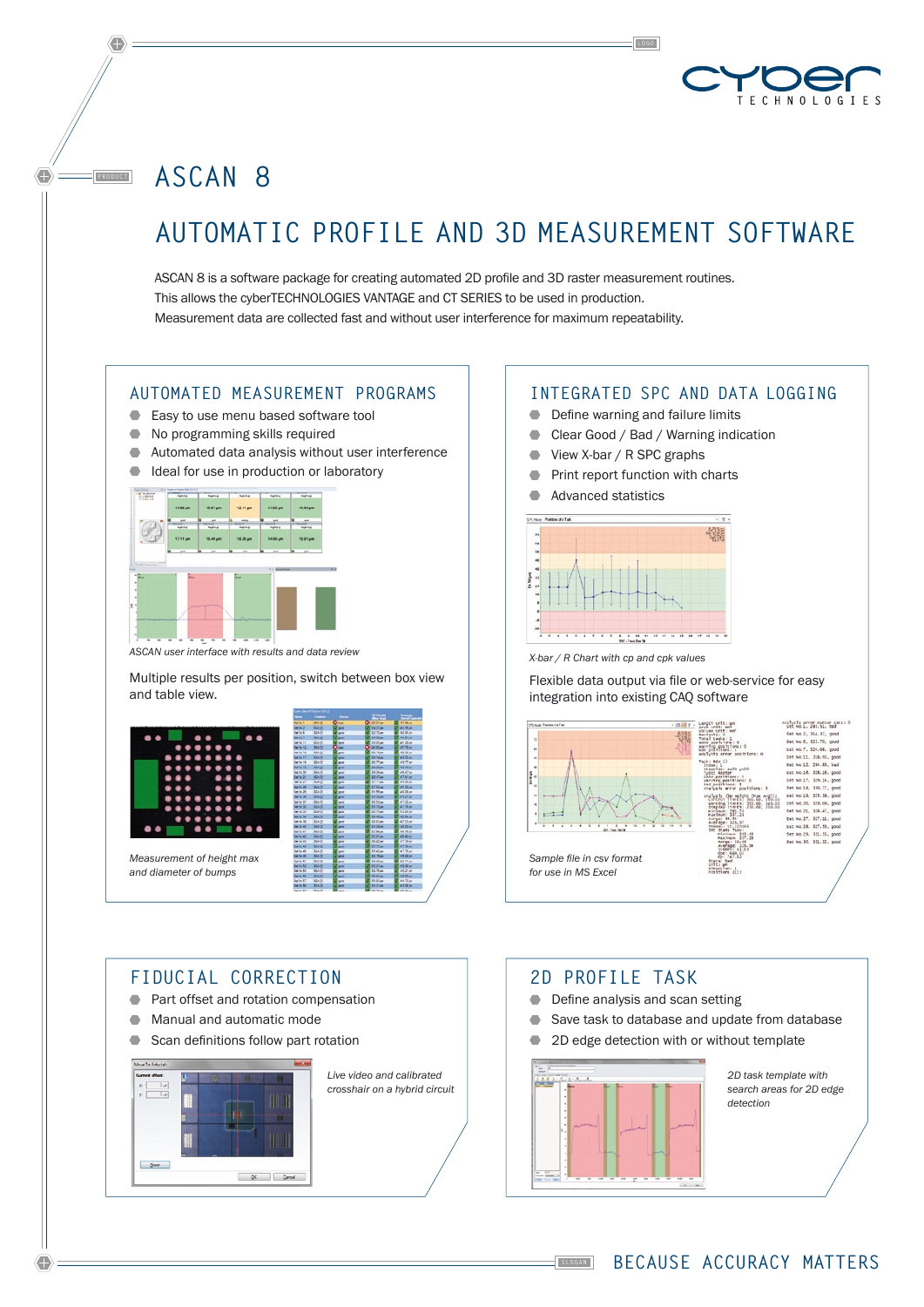# ASCAN 8

## AUTOMATIC PROFILE AND 3D MEASUREMENT SOFTWARE

ASCAN 8 is a software package for creating automated 2D profile and 3D raster measurement routines.
This allows the cyberTECHNOLOGIES VANTAGE and CT SERIES to be used in production.
Measurement data are collected fast and without user interference for maximum repeatability.

### AUTOMATED MEASUREMENT PROGRAMS

- Easy to use menu based software tool
- No programming skills required
- Automated data analysis without user interference
- Ideal for use in production or laboratory

*ASCAN user interface with results and data review*

Multiple results per position, switch between box view and table view.

*Measurement of height max and diameter of bumps*

### INTEGRATED SPC AND DATA LOGGING

- Define warning and failure limits
- Clear Good / Bad / Warning indication
- View X-bar / R SPC graphs
- Print report function with charts
- Advanced statistics

*X-bar / R Chart with cp and cpk values*

Flexible data output via file or web-service for easy integration into existing CAQ software

*Sample file in csv format for use in MS Excel*

### FIDUCIAL CORRECTION

- Part offset and rotation compensation
- Manual and automatic mode
- Scan definitions follow part rotation

*Live video and calibrated crosshair on a hybrid circuit*

### 2D PROFILE TASK

- Define analysis and scan setting
- Save task to database and update from database
- 2D edge detection with or without template

*2D task template with search areas for 2D edge detection*

BECAUSE ACCURACY MATTERS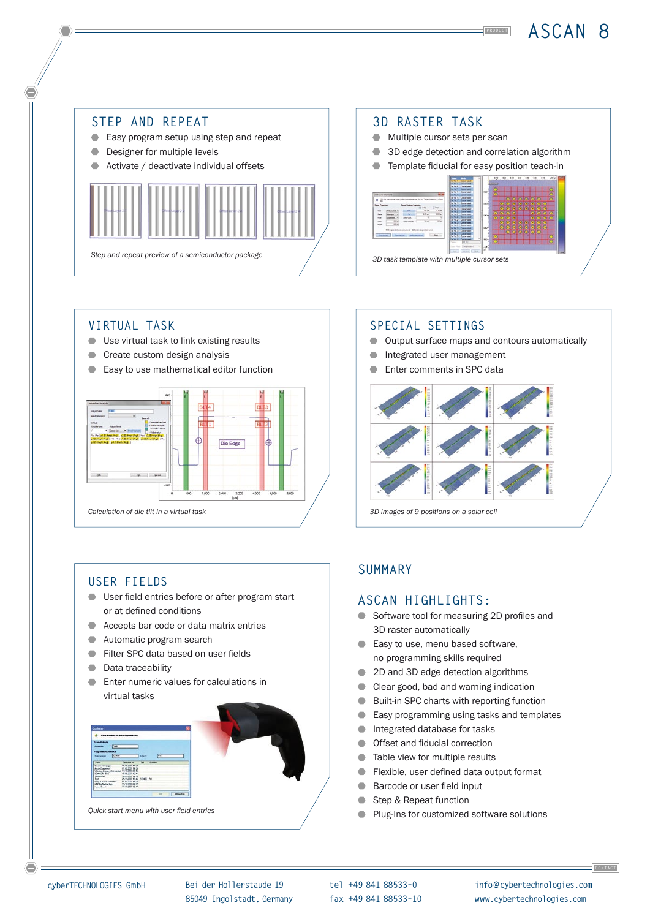# ASCAN 8

## STEP AND REPEAT

- Easy program setup using step and repeat
- Designer for multiple levels
- Activate / deactivate individual offsets

*Step and repeat preview of a semiconductor package*

## 3D RASTER TASK

- Multiple cursor sets per scan
- 3D edge detection and correlation algorithm
- Template fiducial for easy position teach-in

*3D task template with multiple cursor sets*

## VIRTUAL TASK

- Use virtual task to link existing results
- Create custom design analysis
- Easy to use mathematical editor function

*Calculation of die tilt in a virtual task*

## SPECIAL SETTINGS

- Output surface maps and contours automatically
- Integrated user management
- Enter comments in SPC data

*3D images of 9 positions on a solar cell*

## USER FIELDS

- User field entries before or after program start or at defined conditions
- Accepts bar code or data matrix entries
- Automatic program search
- Filter SPC data based on user fields
- Data traceability
- Enter numeric values for calculations in virtual tasks

*Quick start menu with user field entries*

## SUMMARY

## ASCAN HIGHLIGHTS:

- Software tool for measuring 2D profiles and 3D raster automatically
- Easy to use, menu based software, no programming skills required
- 2D and 3D edge detection algorithms
- Clear good, bad and warning indication
- Built-in SPC charts with reporting function
- Easy programming using tasks and templates
- Integrated database for tasks
- Offset and fiducial correction
- Table view for multiple results
- Flexible, user defined data output format
- Barcode or user field input
- Step & Repeat function
- Plug-Ins for customized software solutions

cyberTECHNOLOGIES GmbH

Bei der Hollerstaude 19
85049 Ingolstadt, Germany

tel +49 841 88533-0
fax +49 841 88533-10

info@cybertechnologies.com
www.cybertechnologies.com